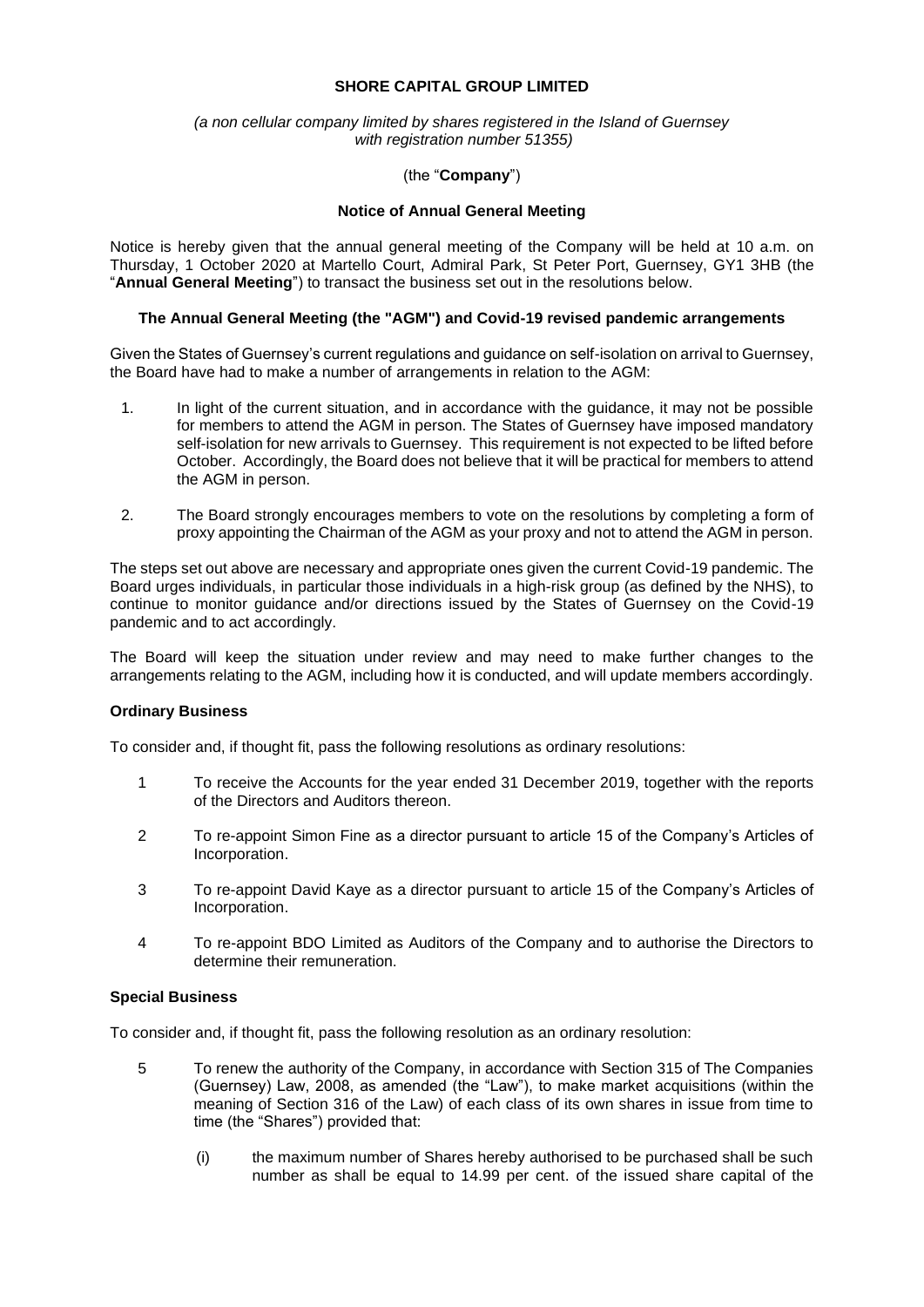**SHORE CAPITAL GROUP LIMITED**

*(a non cellular company limited by shares registered in the Island of Guernsey with registration number 51355)*

(the "**Company**")

**Notice of Annual General Meeting**

Notice is hereby given that the annual general meeting of the Company will be held at 10 a.m. on Thursday, 1 October 2020 at Martello Court, Admiral Park, St Peter Port, Guernsey, GY1 3HB (the "**Annual General Meeting**") to transact the business set out in the resolutions below.

**The Annual General Meeting (the "AGM") and Covid-19 revised pandemic arrangements**

Given the States of Guernsey's current regulations and guidance on self-isolation on arrival to Guernsey, the Board have had to make a number of arrangements in relation to the AGM:

1. In light of the current situation, and in accordance with the guidance, it may not be possible for members to attend the AGM in person. The States of Guernsey have imposed mandatory self-isolation for new arrivals to Guernsey. This requirement is not expected to be lifted before October. Accordingly, the Board does not believe that it will be practical for members to attend the AGM in person.

2. The Board strongly encourages members to vote on the resolutions by completing a form of proxy appointing the Chairman of the AGM as your proxy and not to attend the AGM in person.

The steps set out above are necessary and appropriate ones given the current Covid-19 pandemic. The Board urges individuals, in particular those individuals in a high-risk group (as defined by the NHS), to continue to monitor guidance and/or directions issued by the States of Guernsey on the Covid-19 pandemic and to act accordingly.

The Board will keep the situation under review and may need to make further changes to the arrangements relating to the AGM, including how it is conducted, and will update members accordingly.

**Ordinary Business**

To consider and, if thought fit, pass the following resolutions as ordinary resolutions:

1. To receive the Accounts for the year ended 31 December 2019, together with the reports of the Directors and Auditors thereon.

2. To re-appoint Simon Fine as a director pursuant to article 15 of the Company's Articles of Incorporation.

3. To re-appoint David Kaye as a director pursuant to article 15 of the Company's Articles of Incorporation.

4. To re-appoint BDO Limited as Auditors of the Company and to authorise the Directors to determine their remuneration.

**Special Business**

To consider and, if thought fit, pass the following resolution as an ordinary resolution:

5. To renew the authority of the Company, in accordance with Section 315 of The Companies (Guernsey) Law, 2008, as amended (the "Law"), to make market acquisitions (within the meaning of Section 316 of the Law) of each class of its own shares in issue from time to time (the "Shares") provided that:

   (i) the maximum number of Shares hereby authorised to be purchased shall be such number as shall be equal to 14.99 per cent. of the issued share capital of the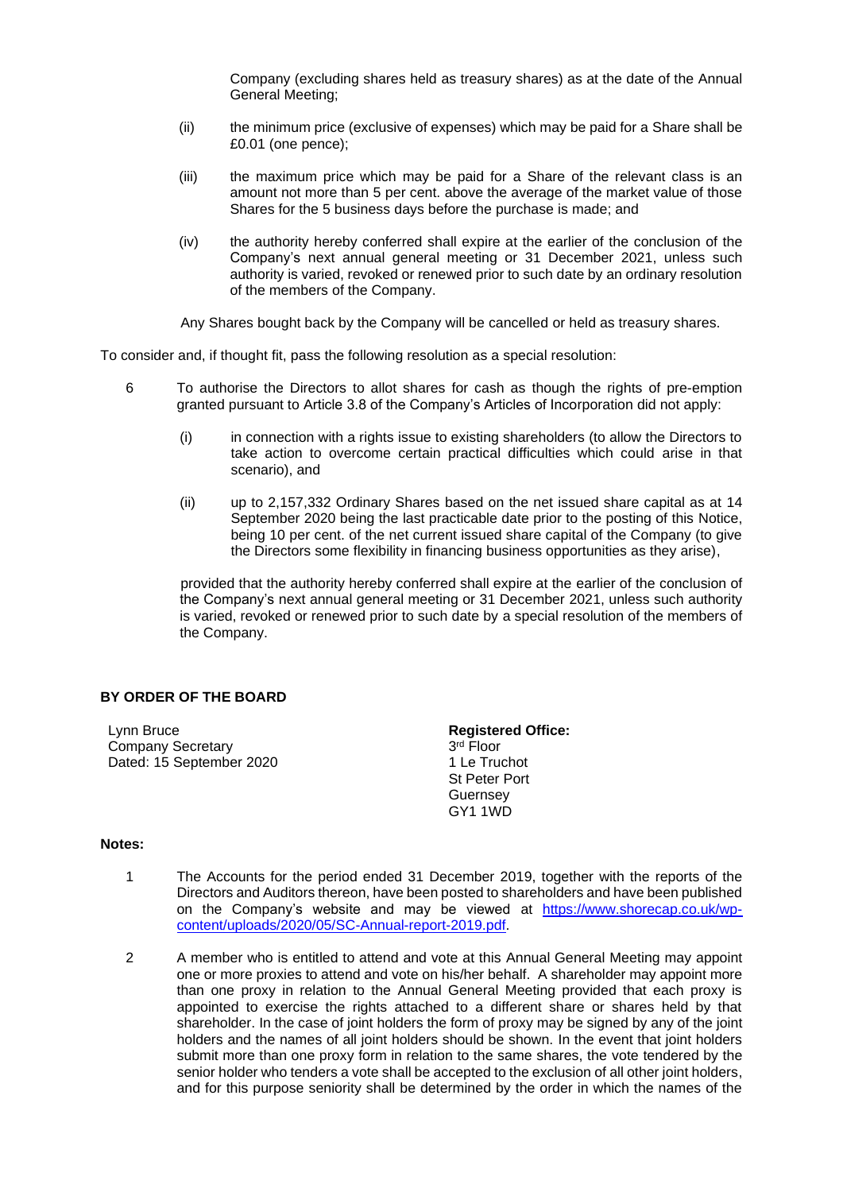Company (excluding shares held as treasury shares) as at the date of the Annual General Meeting;

(ii) the minimum price (exclusive of expenses) which may be paid for a Share shall be £0.01 (one pence);

(iii) the maximum price which may be paid for a Share of the relevant class is an amount not more than 5 per cent. above the average of the market value of those Shares for the 5 business days before the purchase is made; and

(iv) the authority hereby conferred shall expire at the earlier of the conclusion of the Company's next annual general meeting or 31 December 2021, unless such authority is varied, revoked or renewed prior to such date by an ordinary resolution of the members of the Company.

Any Shares bought back by the Company will be cancelled or held as treasury shares.

To consider and, if thought fit, pass the following resolution as a special resolution:

6 To authorise the Directors to allot shares for cash as though the rights of pre-emption granted pursuant to Article 3.8 of the Company's Articles of Incorporation did not apply:

(i) in connection with a rights issue to existing shareholders (to allow the Directors to take action to overcome certain practical difficulties which could arise in that scenario), and

(ii) up to 2,157,332 Ordinary Shares based on the net issued share capital as at 14 September 2020 being the last practicable date prior to the posting of this Notice, being 10 per cent. of the net current issued share capital of the Company (to give the Directors some flexibility in financing business opportunities as they arise),

provided that the authority hereby conferred shall expire at the earlier of the conclusion of the Company's next annual general meeting or 31 December 2021, unless such authority is varied, revoked or renewed prior to such date by a special resolution of the members of the Company.

**BY ORDER OF THE BOARD**

Lynn Bruce
Company Secretary
Dated: 15 September 2020

**Registered Office:**
3rd Floor
1 Le Truchot
St Peter Port
Guernsey
GY1 1WD

**Notes:**

1 The Accounts for the period ended 31 December 2019, together with the reports of the Directors and Auditors thereon, have been posted to shareholders and have been published on the Company's website and may be viewed at https://www.shorecap.co.uk/wp-content/uploads/2020/05/SC-Annual-report-2019.pdf.

2 A member who is entitled to attend and vote at this Annual General Meeting may appoint one or more proxies to attend and vote on his/her behalf. A shareholder may appoint more than one proxy in relation to the Annual General Meeting provided that each proxy is appointed to exercise the rights attached to a different share or shares held by that shareholder. In the case of joint holders the form of proxy may be signed by any of the joint holders and the names of all joint holders should be shown. In the event that joint holders submit more than one proxy form in relation to the same shares, the vote tendered by the senior holder who tenders a vote shall be accepted to the exclusion of all other joint holders, and for this purpose seniority shall be determined by the order in which the names of the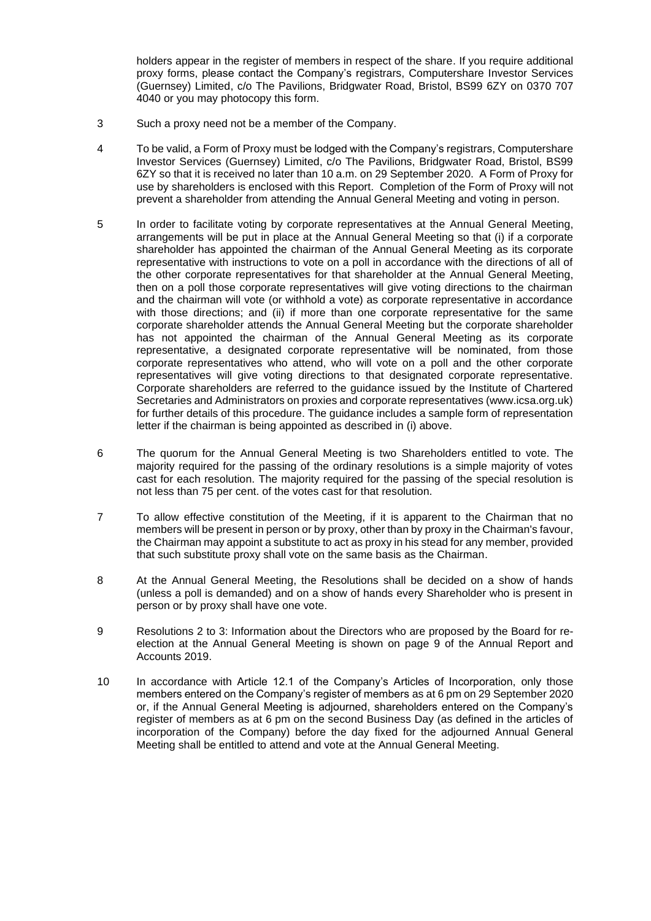holders appear in the register of members in respect of the share. If you require additional proxy forms, please contact the Company's registrars, Computershare Investor Services (Guernsey) Limited, c/o The Pavilions, Bridgwater Road, Bristol, BS99 6ZY on 0370 707 4040 or you may photocopy this form.

3 Such a proxy need not be a member of the Company.

4 To be valid, a Form of Proxy must be lodged with the Company's registrars, Computershare Investor Services (Guernsey) Limited, c/o The Pavilions, Bridgwater Road, Bristol, BS99 6ZY so that it is received no later than 10 a.m. on 29 September 2020. A Form of Proxy for use by shareholders is enclosed with this Report. Completion of the Form of Proxy will not prevent a shareholder from attending the Annual General Meeting and voting in person.

5 In order to facilitate voting by corporate representatives at the Annual General Meeting, arrangements will be put in place at the Annual General Meeting so that (i) if a corporate shareholder has appointed the chairman of the Annual General Meeting as its corporate representative with instructions to vote on a poll in accordance with the directions of all of the other corporate representatives for that shareholder at the Annual General Meeting, then on a poll those corporate representatives will give voting directions to the chairman and the chairman will vote (or withhold a vote) as corporate representative in accordance with those directions; and (ii) if more than one corporate representative for the same corporate shareholder attends the Annual General Meeting but the corporate shareholder has not appointed the chairman of the Annual General Meeting as its corporate representative, a designated corporate representative will be nominated, from those corporate representatives who attend, who will vote on a poll and the other corporate representatives will give voting directions to that designated corporate representative. Corporate shareholders are referred to the guidance issued by the Institute of Chartered Secretaries and Administrators on proxies and corporate representatives (www.icsa.org.uk) for further details of this procedure. The guidance includes a sample form of representation letter if the chairman is being appointed as described in (i) above.

6 The quorum for the Annual General Meeting is two Shareholders entitled to vote. The majority required for the passing of the ordinary resolutions is a simple majority of votes cast for each resolution. The majority required for the passing of the special resolution is not less than 75 per cent. of the votes cast for that resolution.

7 To allow effective constitution of the Meeting, if it is apparent to the Chairman that no members will be present in person or by proxy, other than by proxy in the Chairman's favour, the Chairman may appoint a substitute to act as proxy in his stead for any member, provided that such substitute proxy shall vote on the same basis as the Chairman.

8 At the Annual General Meeting, the Resolutions shall be decided on a show of hands (unless a poll is demanded) and on a show of hands every Shareholder who is present in person or by proxy shall have one vote.

9 Resolutions 2 to 3: Information about the Directors who are proposed by the Board for re-election at the Annual General Meeting is shown on page 9 of the Annual Report and Accounts 2019.

10 In accordance with Article 12.1 of the Company's Articles of Incorporation, only those members entered on the Company's register of members as at 6 pm on 29 September 2020 or, if the Annual General Meeting is adjourned, shareholders entered on the Company's register of members as at 6 pm on the second Business Day (as defined in the articles of incorporation of the Company) before the day fixed for the adjourned Annual General Meeting shall be entitled to attend and vote at the Annual General Meeting.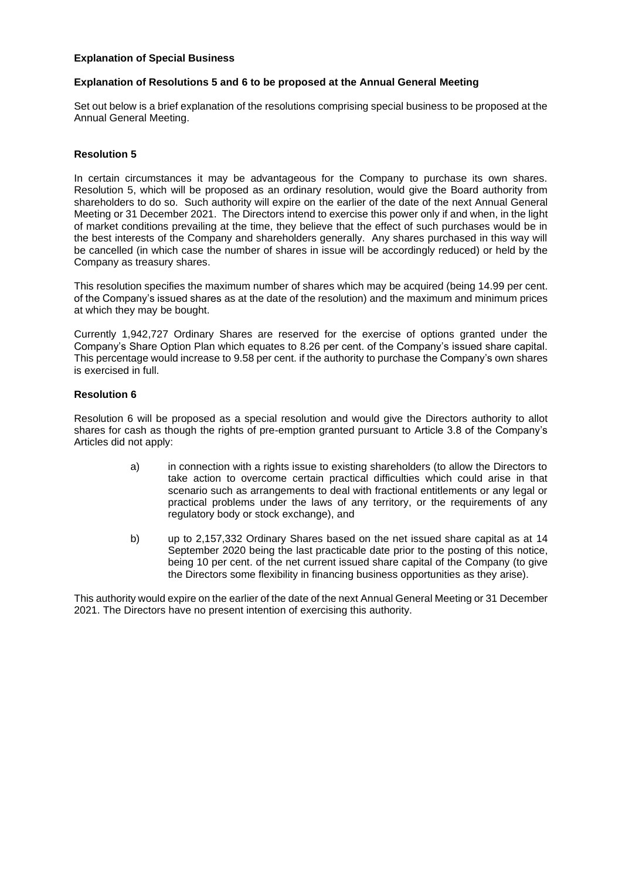**Explanation of Special Business**

**Explanation of Resolutions 5 and 6 to be proposed at the Annual General Meeting**

Set out below is a brief explanation of the resolutions comprising special business to be proposed at the Annual General Meeting.

**Resolution 5**

In certain circumstances it may be advantageous for the Company to purchase its own shares. Resolution 5, which will be proposed as an ordinary resolution, would give the Board authority from shareholders to do so. Such authority will expire on the earlier of the date of the next Annual General Meeting or 31 December 2021. The Directors intend to exercise this power only if and when, in the light of market conditions prevailing at the time, they believe that the effect of such purchases would be in the best interests of the Company and shareholders generally. Any shares purchased in this way will be cancelled (in which case the number of shares in issue will be accordingly reduced) or held by the Company as treasury shares.

This resolution specifies the maximum number of shares which may be acquired (being 14.99 per cent. of the Company's issued shares as at the date of the resolution) and the maximum and minimum prices at which they may be bought.

Currently 1,942,727 Ordinary Shares are reserved for the exercise of options granted under the Company's Share Option Plan which equates to 8.26 per cent. of the Company's issued share capital. This percentage would increase to 9.58 per cent. if the authority to purchase the Company's own shares is exercised in full.

**Resolution 6**

Resolution 6 will be proposed as a special resolution and would give the Directors authority to allot shares for cash as though the rights of pre-emption granted pursuant to Article 3.8 of the Company's Articles did not apply:

a) in connection with a rights issue to existing shareholders (to allow the Directors to take action to overcome certain practical difficulties which could arise in that scenario such as arrangements to deal with fractional entitlements or any legal or practical problems under the laws of any territory, or the requirements of any regulatory body or stock exchange), and

b) up to 2,157,332 Ordinary Shares based on the net issued share capital as at 14 September 2020 being the last practicable date prior to the posting of this notice, being 10 per cent. of the net current issued share capital of the Company (to give the Directors some flexibility in financing business opportunities as they arise).

This authority would expire on the earlier of the date of the next Annual General Meeting or 31 December 2021. The Directors have no present intention of exercising this authority.